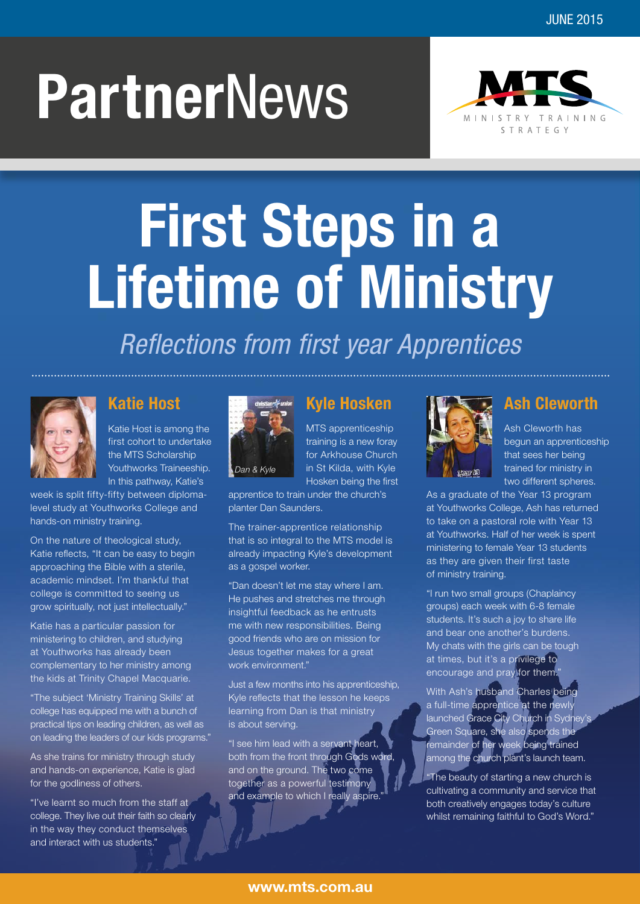JUNE 2015

# PartnerNews

MTS MINISTRY TRAINING STRATEGY

# First Steps in a Lifetime of Ministry

*Reflections from first year Apprentices*

## Katie Host

Katie Host is among the first cohort to undertake the MTS Scholarship Youthworks Traineeship. In this pathway, Katie's week is split fifty-fifty between diploma-level study at Youthworks College and hands-on ministry training.

On the nature of theological study, Katie reflects, "It can be easy to begin approaching the Bible with a sterile, academic mindset. I'm thankful that college is committed to seeing us grow spiritually, not just intellectually."

Katie has a particular passion for ministering to children, and studying at Youthworks has already been complementary to her ministry among the kids at Trinity Chapel Macquarie.

"The subject 'Ministry Training Skills' at college has equipped me with a bunch of practical tips on leading children, as well as on leading the leaders of our kids programs."

As she trains for ministry through study and hands-on experience, Katie is glad for the godliness of others.

"I've learnt so much from the staff at college. They live out their faith so clearly in the way they conduct themselves and interact with us students."

## Kyle Hosken

*Dan & Kyle*

MTS apprenticeship training is a new foray for Arkhouse Church in St Kilda, with Kyle Hosken being the first apprentice to train under the church's planter Dan Saunders.

The trainer-apprentice relationship that is so integral to the MTS model is already impacting Kyle's development as a gospel worker.

"Dan doesn't let me stay where I am. He pushes and stretches me through insightful feedback as he entrusts me with new responsibilities. Being good friends who are on mission for Jesus together makes for a great work environment."

Just a few months into his apprenticeship, Kyle reflects that the lesson he keeps learning from Dan is that ministry is about serving.

"I see him lead with a servant heart, both from the front through Gods word, and on the ground. The two come together as a powerful testimony and example to which I really aspire."

## Ash Cleworth

Ash Cleworth has begun an apprenticeship that sees her being trained for ministry in two different spheres.

As a graduate of the Year 13 program at Youthworks College, Ash has returned to take on a pastoral role with Year 13 at Youthworks. Half of her week is spent ministering to female Year 13 students as they are given their first taste of ministry training.

"I run two small groups (Chaplaincy groups) each week with 6-8 female students. It's such a joy to share life and bear one another's burdens. My chats with the girls can be tough at times, but it's a privilege to encourage and pray for them."

With Ash's husband Charles being a full-time apprentice at the newly launched Grace City Church in Sydney's Green Square, she also spends the remainder of her week being trained among the church plant's launch team.

"The beauty of starting a new church is cultivating a community and service that both creatively engages today's culture whilst remaining faithful to God's Word."

www.mts.com.au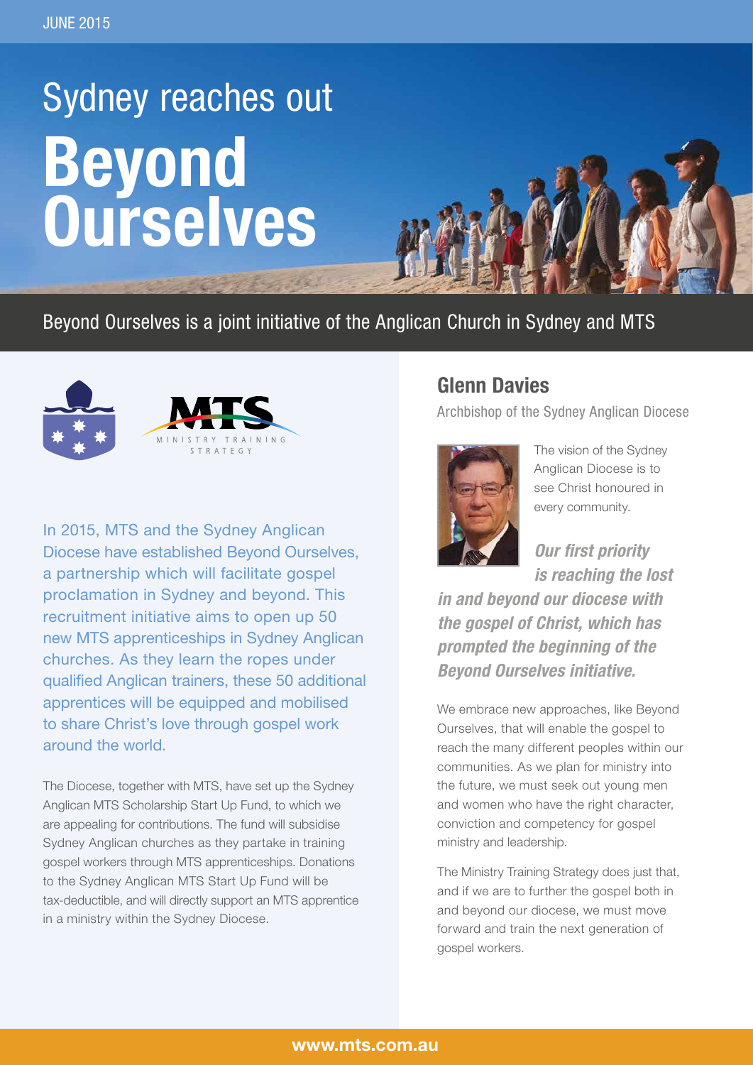JUNE 2015

# Sydney reaches out
# Beyond Ourselves

Beyond Ourselves is a joint initiative of the Anglican Church in Sydney and MTS

MTS MINISTRY TRAINING STRATEGY

In 2015, MTS and the Sydney Anglican Diocese have established Beyond Ourselves, a partnership which will facilitate gospel proclamation in Sydney and beyond. This recruitment initiative aims to open up 50 new MTS apprenticeships in Sydney Anglican churches. As they learn the ropes under qualified Anglican trainers, these 50 additional apprentices will be equipped and mobilised to share Christ's love through gospel work around the world.

The Diocese, together with MTS, have set up the Sydney Anglican MTS Scholarship Start Up Fund, to which we are appealing for contributions. The fund will subsidise Sydney Anglican churches as they partake in training gospel workers through MTS apprenticeships. Donations to the Sydney Anglican MTS Start Up Fund will be tax-deductible, and will directly support an MTS apprentice in a ministry within the Sydney Diocese.

## Glenn Davies

Archbishop of the Sydney Anglican Diocese

The vision of the Sydney Anglican Diocese is to see Christ honoured in every community.

***Our first priority is reaching the lost in and beyond our diocese with the gospel of Christ, which has prompted the beginning of the Beyond Ourselves initiative.***

We embrace new approaches, like Beyond Ourselves, that will enable the gospel to reach the many different peoples within our communities. As we plan for ministry into the future, we must seek out young men and women who have the right character, conviction and competency for gospel ministry and leadership.

The Ministry Training Strategy does just that, and if we are to further the gospel both in and beyond our diocese, we must move forward and train the next generation of gospel workers.

**www.mts.com.au**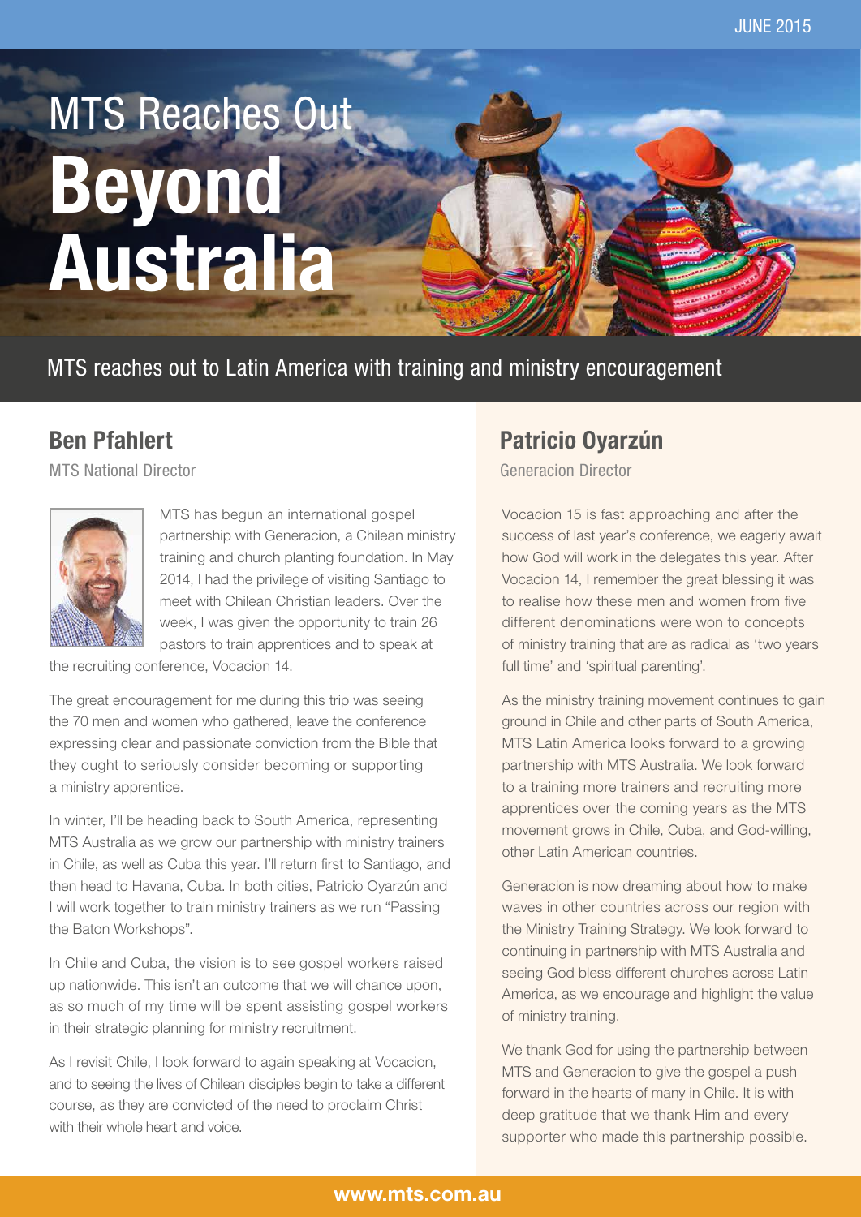JUNE 2015

# MTS Reaches Out Beyond Australia

MTS reaches out to Latin America with training and ministry encouragement

## Ben Pfahlert

MTS National Director

MTS has begun an international gospel partnership with Generacion, a Chilean ministry training and church planting foundation. In May 2014, I had the privilege of visiting Santiago to meet with Chilean Christian leaders. Over the week, I was given the opportunity to train 26 pastors to train apprentices and to speak at the recruiting conference, Vocacion 14.

The great encouragement for me during this trip was seeing the 70 men and women who gathered, leave the conference expressing clear and passionate conviction from the Bible that they ought to seriously consider becoming or supporting a ministry apprentice.

In winter, I'll be heading back to South America, representing MTS Australia as we grow our partnership with ministry trainers in Chile, as well as Cuba this year. I'll return first to Santiago, and then head to Havana, Cuba. In both cities, Patricio Oyarzún and I will work together to train ministry trainers as we run "Passing the Baton Workshops".

In Chile and Cuba, the vision is to see gospel workers raised up nationwide. This isn't an outcome that we will chance upon, as so much of my time will be spent assisting gospel workers in their strategic planning for ministry recruitment.

As I revisit Chile, I look forward to again speaking at Vocacion, and to seeing the lives of Chilean disciples begin to take a different course, as they are convicted of the need to proclaim Christ with their whole heart and voice.

## Patricio Oyarzún

Generacion Director

Vocacion 15 is fast approaching and after the success of last year's conference, we eagerly await how God will work in the delegates this year. After Vocacion 14, I remember the great blessing it was to realise how these men and women from five different denominations were won to concepts of ministry training that are as radical as 'two years full time' and 'spiritual parenting'.

As the ministry training movement continues to gain ground in Chile and other parts of South America, MTS Latin America looks forward to a growing partnership with MTS Australia. We look forward to a training more trainers and recruiting more apprentices over the coming years as the MTS movement grows in Chile, Cuba, and God-willing, other Latin American countries.

Generacion is now dreaming about how to make waves in other countries across our region with the Ministry Training Strategy. We look forward to continuing in partnership with MTS Australia and seeing God bless different churches across Latin America, as we encourage and highlight the value of ministry training.

We thank God for using the partnership between MTS and Generacion to give the gospel a push forward in the hearts of many in Chile. It is with deep gratitude that we thank Him and every supporter who made this partnership possible.

www.mts.com.au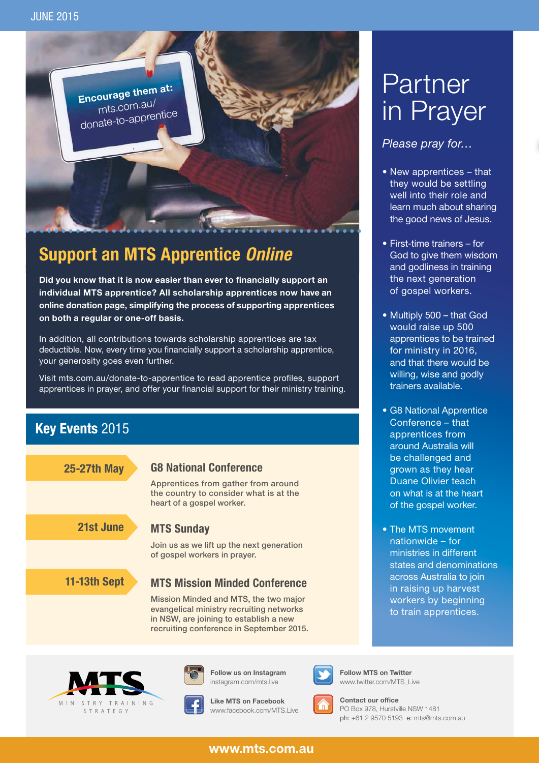Encourage them at: mts.com.au/donate-to-apprentice

## Support an MTS Apprentice *Online*

**Did you know that it is now easier than ever to financially support an individual MTS apprentice? All scholarship apprentices now have an online donation page, simplifying the process of supporting apprentices on both a regular or one-off basis.**

In addition, all contributions towards scholarship apprentices are tax deductible. Now, every time you financially support a scholarship apprentice, your generosity goes even further.

Visit mts.com.au/donate-to-apprentice to read apprentice profiles, support apprentices in prayer, and offer your financial support for their ministry training.

## Key Events 2015

**25-27th May**

### G8 National Conference

Apprentices from gather from around the country to consider what is at the heart of a gospel worker.

**21st June**

### MTS Sunday

Join us as we lift up the next generation of gospel workers in prayer.

**11-13th Sept**

### MTS Mission Minded Conference

Mission Minded and MTS, the two major evangelical ministry recruiting networks in NSW, are joining to establish a new recruiting conference in September 2015.

# Partner in Prayer

*Please pray for…*

- New apprentices – that they would be settling well into their role and learn much about sharing the good news of Jesus.
- First-time trainers – for God to give them wisdom and godliness in training the next generation of gospel workers.
- Multiply 500 – that God would raise up 500 apprentices to be trained for ministry in 2016, and that there would be willing, wise and godly trainers available.
- G8 National Apprentice Conference – that apprentices from around Australia will be challenged and grown as they hear Duane Olivier teach on what is at the heart of the gospel worker.
- The MTS movement nationwide – for ministries in different states and denominations across Australia to join in raising up harvest workers by beginning to train apprentices.

MTS
MINISTRY TRAINING STRATEGY

**Follow us on Instagram**
instagram.com/mts.live

**Like MTS on Facebook**
www.facebook.com/MTS.Live

**Follow MTS on Twitter**
www.twitter.com/MTS_Live

**Contact our office**
PO Box 978, Hurstville NSW 1481
ph: +61 2 9570 5193 e: mts@mts.com.au

**www.mts.com.au**